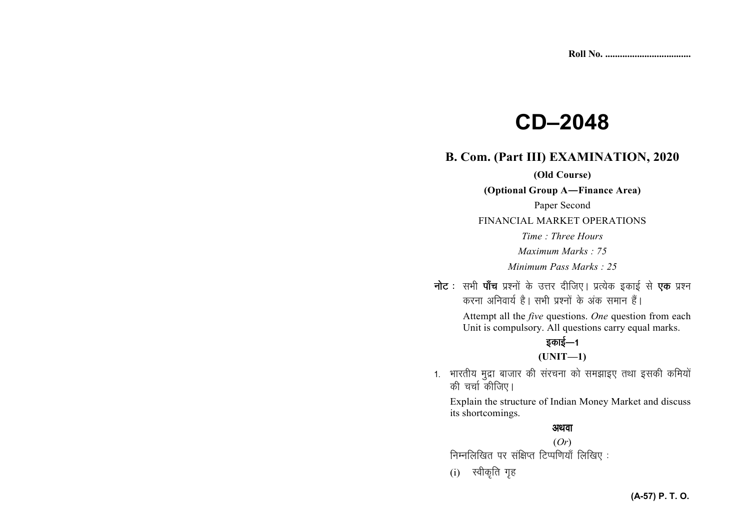Roll No. ..................................

# CD–2048

## B. Com. (Part III) EXAMINATION, 2020

**(Old Course)**

**(Optional Group A—Finance Area)**

Paper Second

FINANCIAL MARKET OPERATIONS

*Time : Three Hours*

*Maximum Marks : 75*

*Minimum Pass Marks : 25*

**नोट** : सभी **पाँच** प्रश्नों के उत्तर दीजिए। प्रत्येक इकाई से **एक** प्रश्न करना अनिवार्य है। सभी प्रश्नों के अंक समान हैं।

Attempt all the *five* questions. *One* question from each Unit is compulsory. All questions carry equal marks.

**इकाई—1**

**(UNIT—1)**

1. भारतीय मुद्रा बाजार की संरचना को समझाइए तथा इसकी कमियों की चर्चा कीजिए।

   Explain the structure of Indian Money Market and discuss its shortcomings.

   **अथवा**

   (*Or*)

   निम्नलिखित पर संक्षिप्त टिप्पणियाँ लिखिए :

   (i) स्वीकृति गृह

**(A-57) P. T. O.**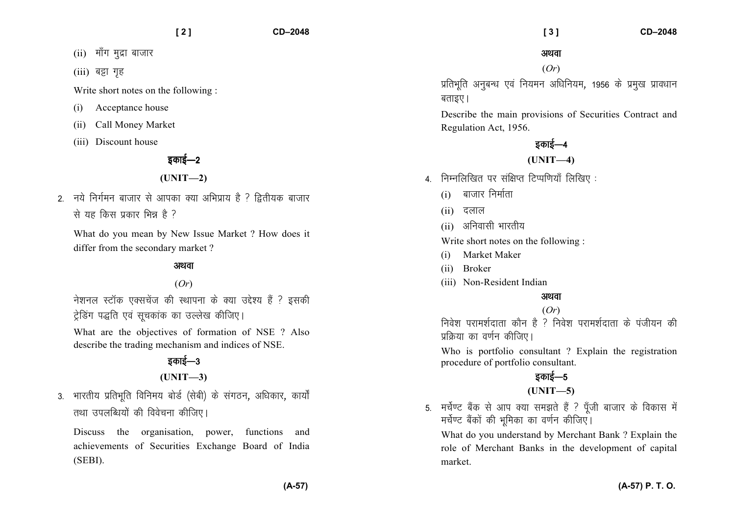(ii) माँग मुद्रा बाजार

(iii) बट्टा गृह

Write short notes on the following :

(i) Acceptance house

(ii) Call Money Market

(iii) Discount house

## इकाई—2

## (UNIT—2)

2. नये निर्गमन बाजार से आपका क्या अभिप्राय है ? द्वितीयक बाजार से यह किस प्रकार भिन्न है ?

   What do you mean by New Issue Market ? How does it differ from the secondary market ?

   **अथवा**

   (*Or*)

   नेशनल स्टॉक एक्सचेंज की स्थापना के क्या उद्देश्य हैं ? इसकी ट्रेडिंग पद्धति एवं सूचकांक का उल्लेख कीजिए।

   What are the objectives of formation of NSE ? Also describe the trading mechanism and indices of NSE.

## इकाई—3

## (UNIT—3)

3. भारतीय प्रतिभूति विनिमय बोर्ड (सेबी) के संगठन, अधिकार, कार्यों तथा उपलब्धियों की विवेचना कीजिए।

   Discuss the organisation, power, functions and achievements of Securities Exchange Board of India (SEBI).

   **अथवा**

   (*Or*)

   प्रतिभूति अनुबन्ध एवं नियमन अधिनियम, 1956 के प्रमुख प्रावधान बताइए।

   Describe the main provisions of Securities Contract and Regulation Act, 1956.

## इकाई—4

## (UNIT—4)

4. निम्नलिखित पर संक्षिप्त टिप्पणियाँ लिखिए :

   (i) बाजार निर्माता

   (ii) दलाल

   (ii) अनिवासी भारतीय

   Write short notes on the following :

   (i) Market Maker

   (ii) Broker

   (iii) Non-Resident Indian

   **अथवा**

   (*Or*)

   निवेश परामर्शदाता कौन है ? निवेश परामर्शदाता के पंजीयन की प्रक्रिया का वर्णन कीजिए।

   Who is portfolio consultant ? Explain the registration procedure of portfolio consultant.

## इकाई—5

## (UNIT—5)

5. मर्चेण्ट बैंक से आप क्या समझते हैं ? पूँजी बाजार के विकास में मर्चेण्ट बैंकों की भूमिका का वर्णन कीजिए।

   What do you understand by Merchant Bank ? Explain the role of Merchant Banks in the development of capital market.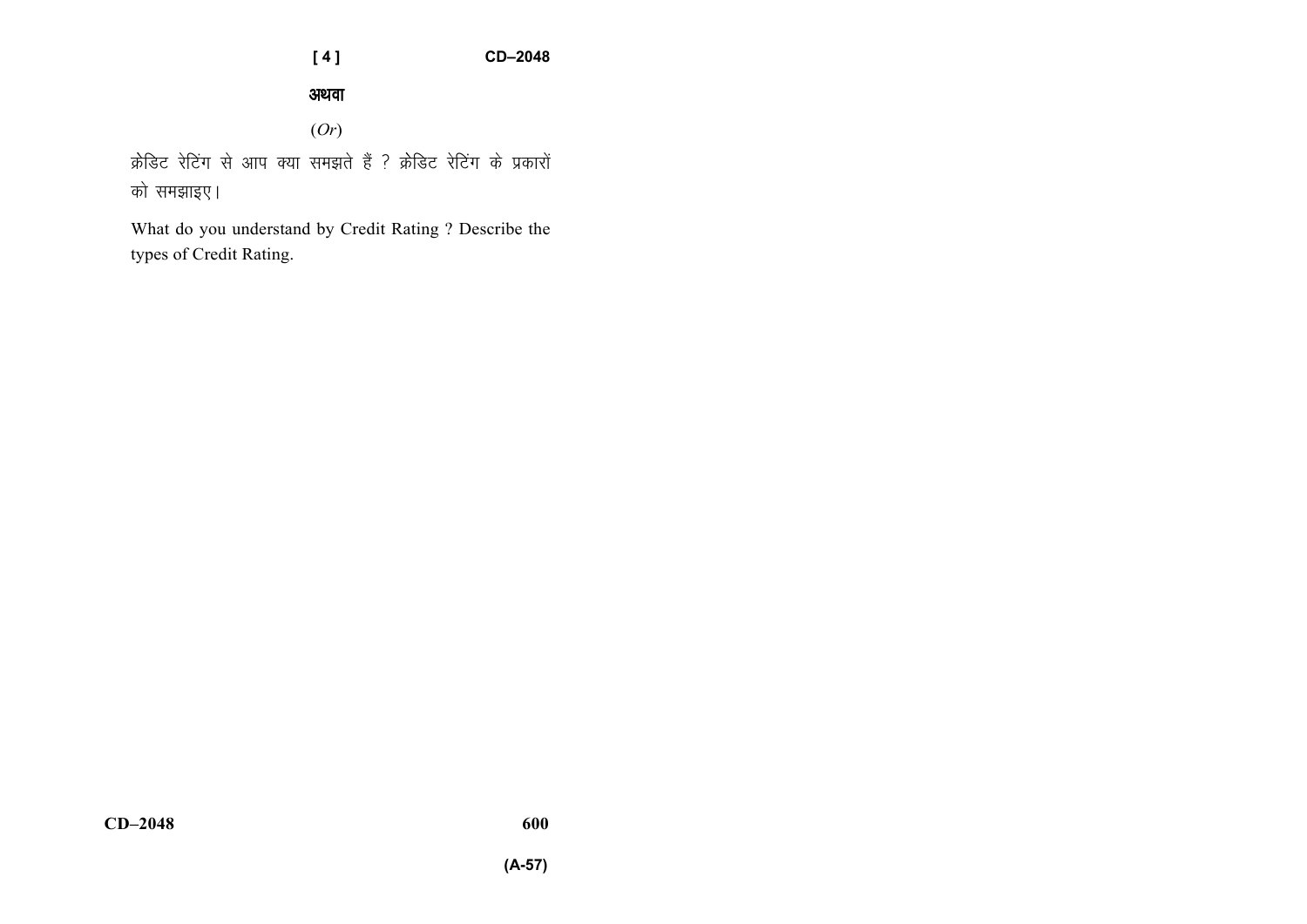अथवा

(*Or*)

क्रेडिट रेटिंग से आप क्या समझते हैं ? क्रेडिट रेटिंग के प्रकारों को समझाइए।

What do you understand by Credit Rating ? Describe the types of Credit Rating.